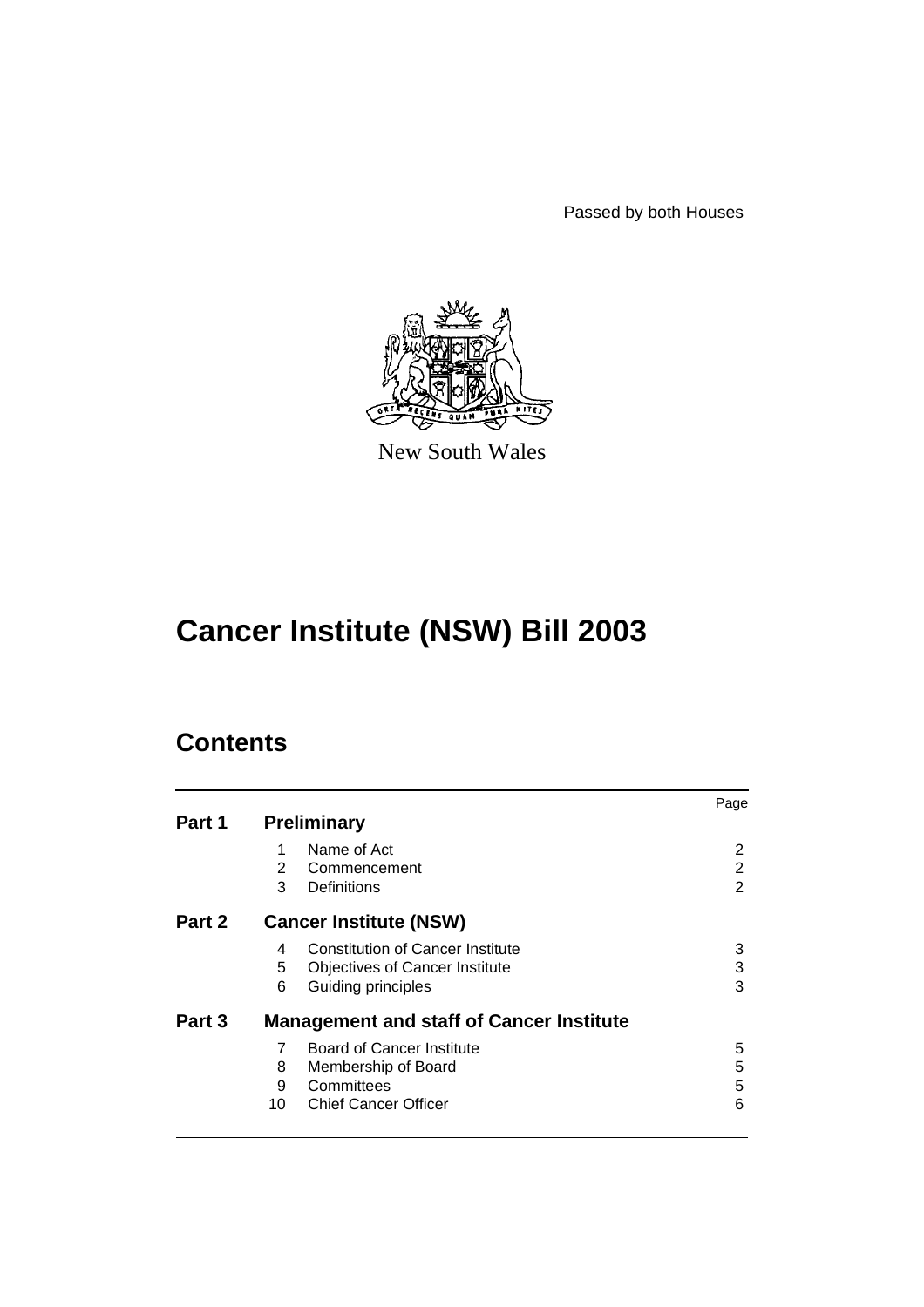Passed by both Houses

New South Wales

# Cancer Institute (NSW) Bill 2003

## Contents

| | | | Page |
|---|---|---|---|
| **Part 1** | **Preliminary** | | |
| | 1 | Name of Act | 2 |
| | 2 | Commencement | 2 |
| | 3 | Definitions | 2 |
| **Part 2** | **Cancer Institute (NSW)** | | |
| | 4 | Constitution of Cancer Institute | 3 |
| | 5 | Objectives of Cancer Institute | 3 |
| | 6 | Guiding principles | 3 |
| **Part 3** | **Management and staff of Cancer Institute** | | |
| | 7 | Board of Cancer Institute | 5 |
| | 8 | Membership of Board | 5 |
| | 9 | Committees | 5 |
| | 10 | Chief Cancer Officer | 6 |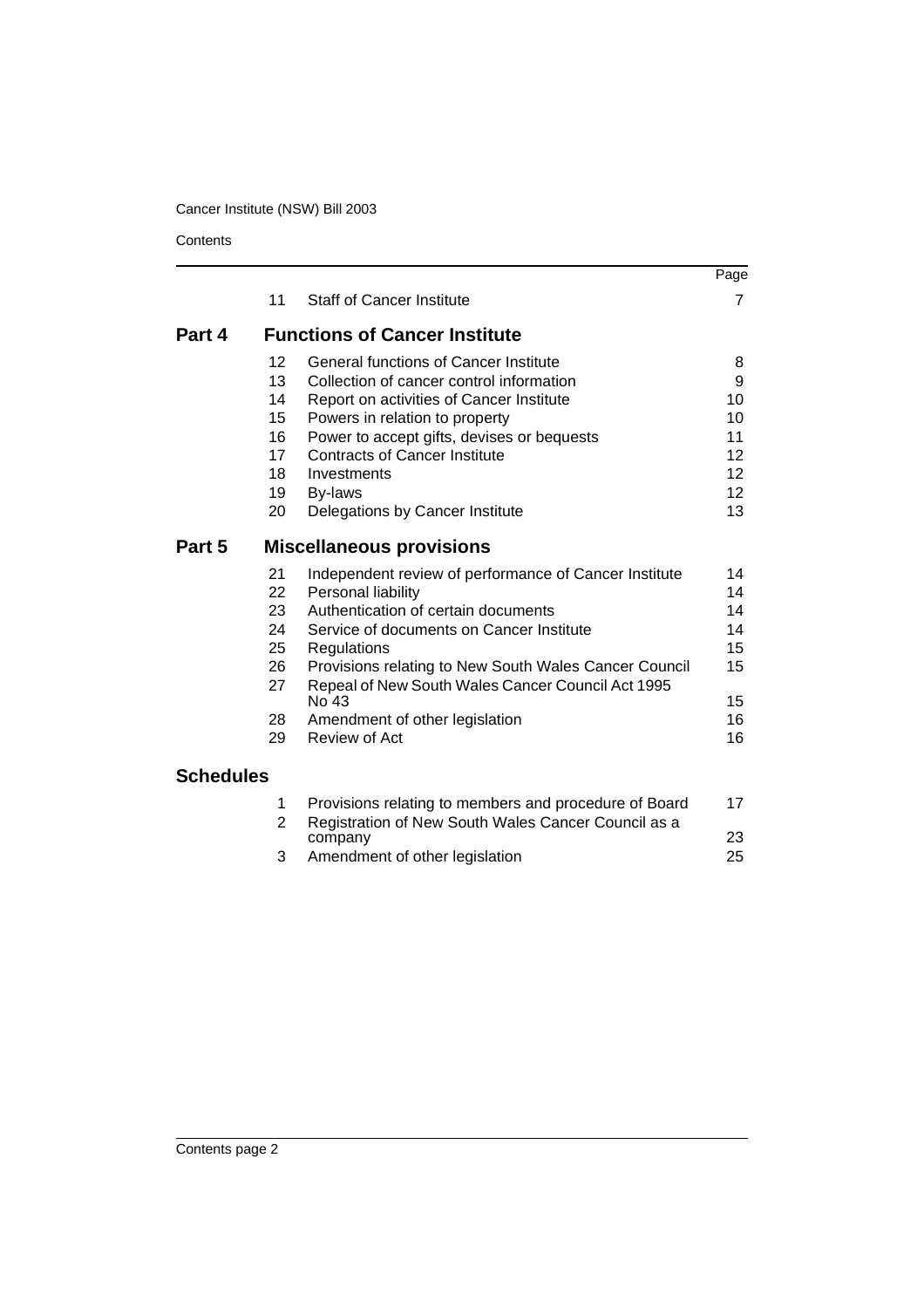| | | | Page |
|---|---|---|---|
| | 11 | Staff of Cancer Institute | 7 |
| **Part 4** | | **Functions of Cancer Institute** | |
| | 12 | General functions of Cancer Institute | 8 |
| | 13 | Collection of cancer control information | 9 |
| | 14 | Report on activities of Cancer Institute | 10 |
| | 15 | Powers in relation to property | 10 |
| | 16 | Power to accept gifts, devises or bequests | 11 |
| | 17 | Contracts of Cancer Institute | 12 |
| | 18 | Investments | 12 |
| | 19 | By-laws | 12 |
| | 20 | Delegations by Cancer Institute | 13 |
| **Part 5** | | **Miscellaneous provisions** | |
| | 21 | Independent review of performance of Cancer Institute | 14 |
| | 22 | Personal liability | 14 |
| | 23 | Authentication of certain documents | 14 |
| | 24 | Service of documents on Cancer Institute | 14 |
| | 25 | Regulations | 15 |
| | 26 | Provisions relating to New South Wales Cancer Council | 15 |
| | 27 | Repeal of New South Wales Cancer Council Act 1995 No 43 | 15 |
| | 28 | Amendment of other legislation | 16 |
| | 29 | Review of Act | 16 |
| **Schedules** | | | |
| | 1 | Provisions relating to members and procedure of Board | 17 |
| | 2 | Registration of New South Wales Cancer Council as a company | 23 |
| | 3 | Amendment of other legislation | 25 |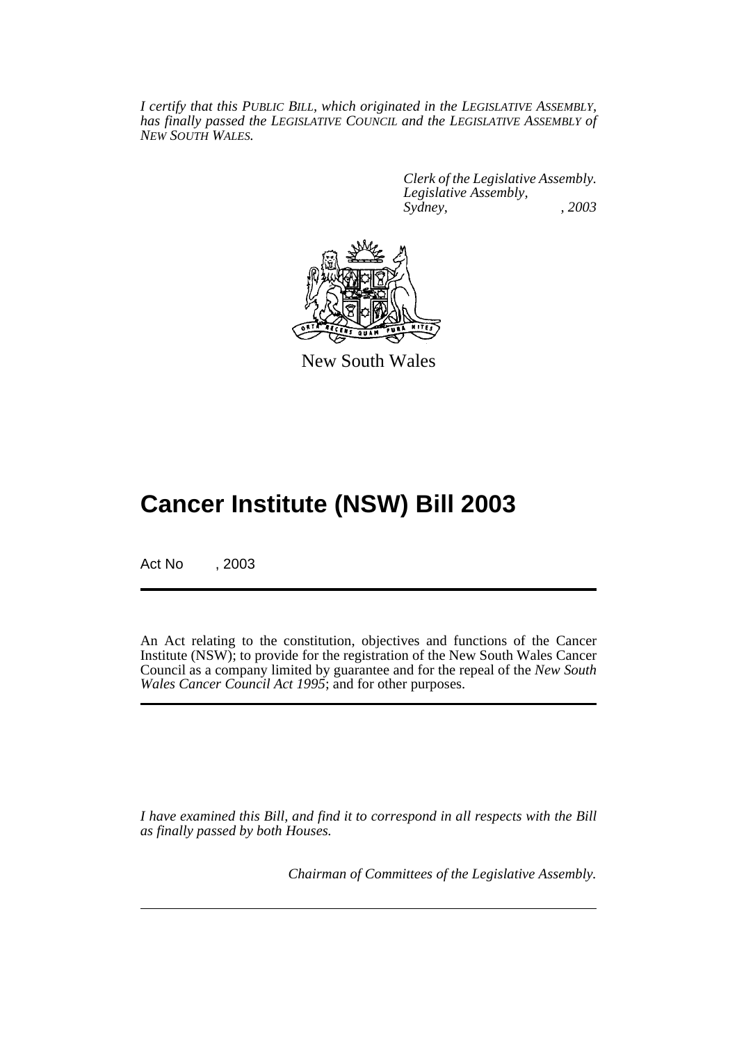*I certify that this PUBLIC BILL, which originated in the LEGISLATIVE ASSEMBLY, has finally passed the LEGISLATIVE COUNCIL and the LEGISLATIVE ASSEMBLY of NEW SOUTH WALES.*

*Clerk of the Legislative Assembly.*
*Legislative Assembly,*
*Sydney, , 2003*

New South Wales

# Cancer Institute (NSW) Bill 2003

Act No , 2003

An Act relating to the constitution, objectives and functions of the Cancer Institute (NSW); to provide for the registration of the New South Wales Cancer Council as a company limited by guarantee and for the repeal of the *New South Wales Cancer Council Act 1995*; and for other purposes.

*I have examined this Bill, and find it to correspond in all respects with the Bill as finally passed by both Houses.*

*Chairman of Committees of the Legislative Assembly.*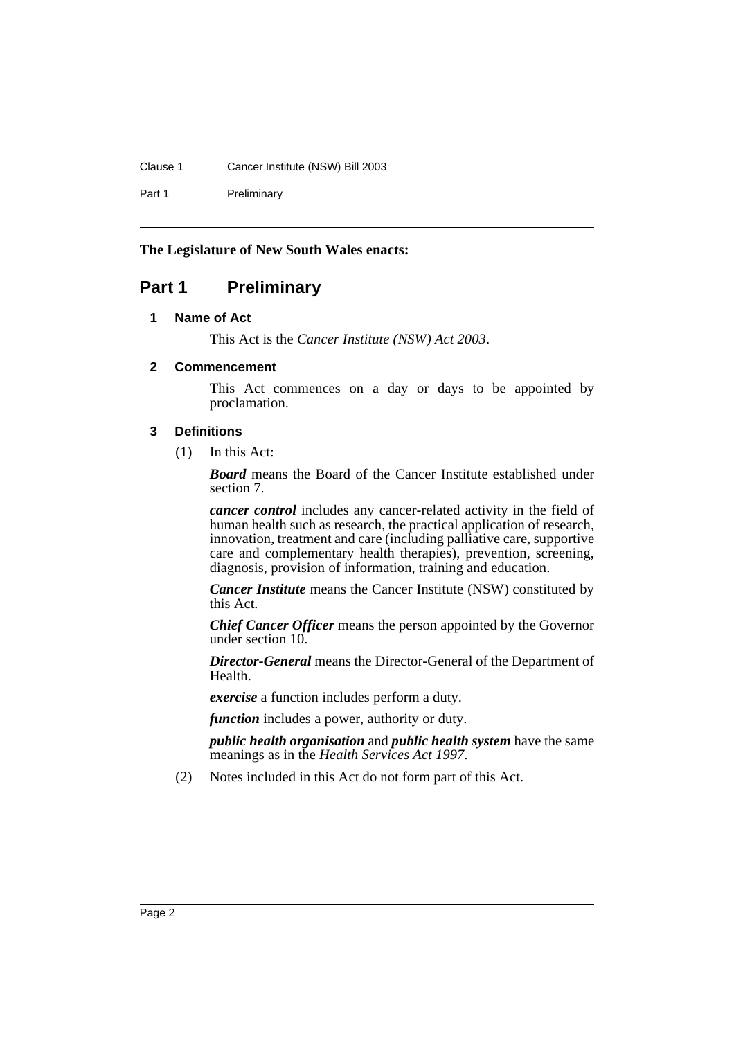**The Legislature of New South Wales enacts:**

# Part 1 Preliminary

### 1 Name of Act

This Act is the *Cancer Institute (NSW) Act 2003*.

### 2 Commencement

This Act commences on a day or days to be appointed by proclamation.

### 3 Definitions

(1) In this Act:

***Board*** means the Board of the Cancer Institute established under section 7.

***cancer control*** includes any cancer-related activity in the field of human health such as research, the practical application of research, innovation, treatment and care (including palliative care, supportive care and complementary health therapies), prevention, screening, diagnosis, provision of information, training and education.

***Cancer Institute*** means the Cancer Institute (NSW) constituted by this Act.

***Chief Cancer Officer*** means the person appointed by the Governor under section 10.

***Director-General*** means the Director-General of the Department of Health.

***exercise*** a function includes perform a duty.

***function*** includes a power, authority or duty.

***public health organisation*** and ***public health system*** have the same meanings as in the *Health Services Act 1997*.

(2) Notes included in this Act do not form part of this Act.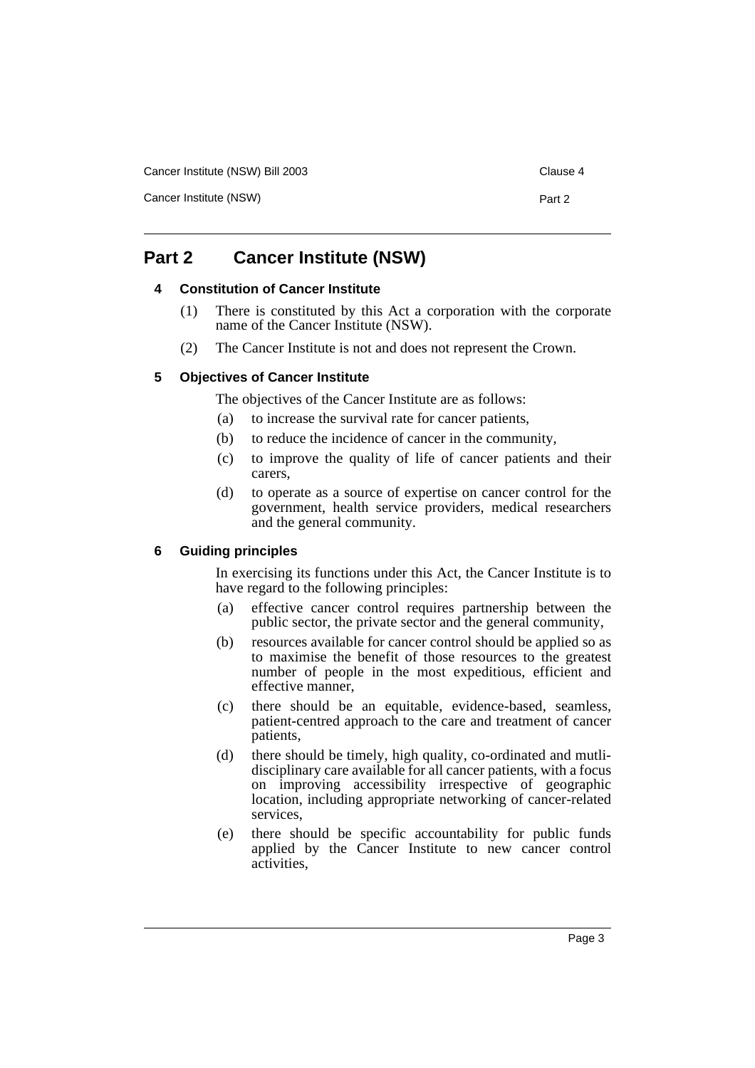## Part 2 Cancer Institute (NSW)

### 4 Constitution of Cancer Institute

(1) There is constituted by this Act a corporation with the corporate name of the Cancer Institute (NSW).

(2) The Cancer Institute is not and does not represent the Crown.

### 5 Objectives of Cancer Institute

The objectives of the Cancer Institute are as follows:

(a) to increase the survival rate for cancer patients,

(b) to reduce the incidence of cancer in the community,

(c) to improve the quality of life of cancer patients and their carers,

(d) to operate as a source of expertise on cancer control for the government, health service providers, medical researchers and the general community.

### 6 Guiding principles

In exercising its functions under this Act, the Cancer Institute is to have regard to the following principles:

(a) effective cancer control requires partnership between the public sector, the private sector and the general community,

(b) resources available for cancer control should be applied so as to maximise the benefit of those resources to the greatest number of people in the most expeditious, efficient and effective manner,

(c) there should be an equitable, evidence-based, seamless, patient-centred approach to the care and treatment of cancer patients,

(d) there should be timely, high quality, co-ordinated and mutli-disciplinary care available for all cancer patients, with a focus on improving accessibility irrespective of geographic location, including appropriate networking of cancer-related services,

(e) there should be specific accountability for public funds applied by the Cancer Institute to new cancer control activities,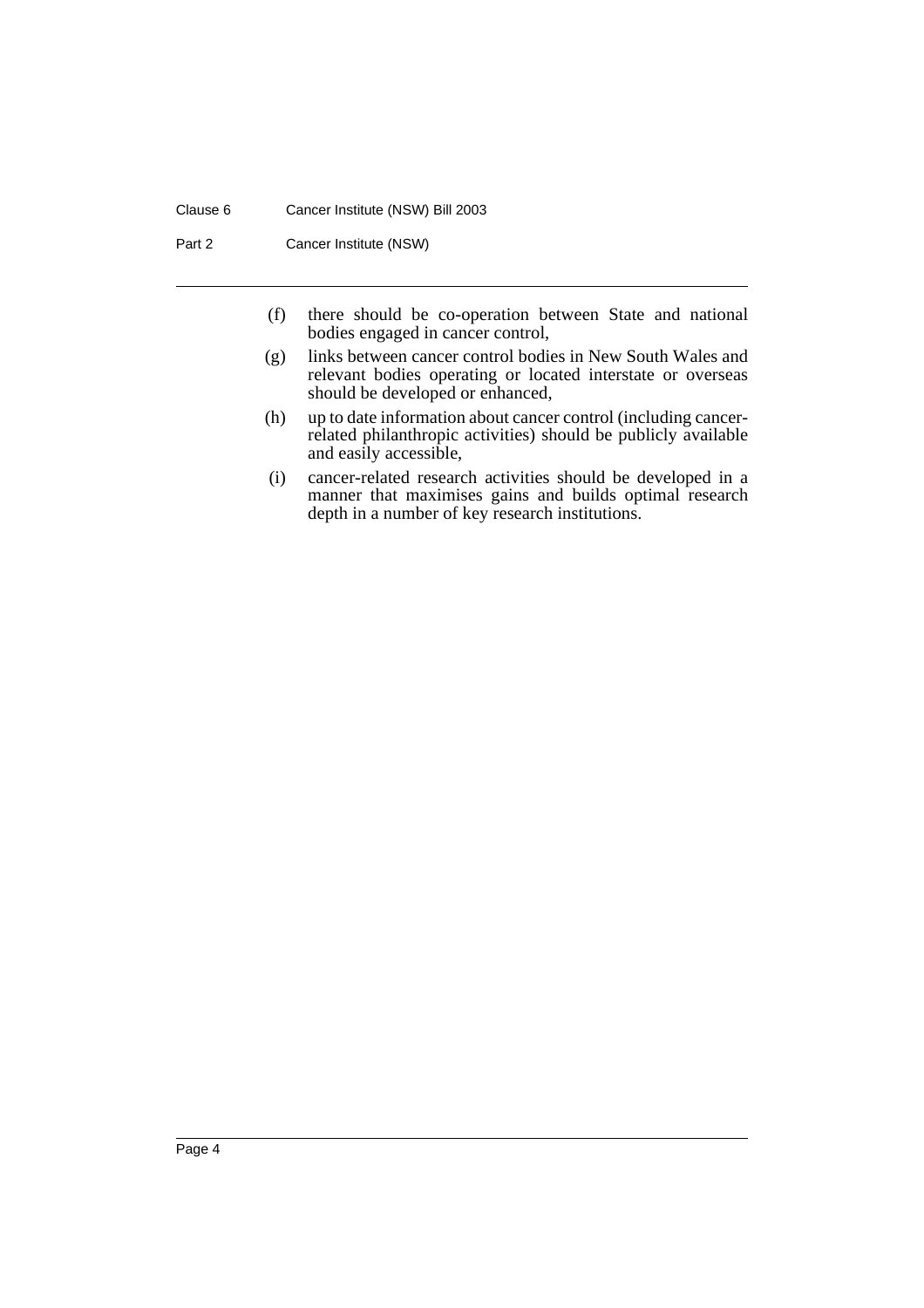(f) there should be co-operation between State and national bodies engaged in cancer control,

(g) links between cancer control bodies in New South Wales and relevant bodies operating or located interstate or overseas should be developed or enhanced,

(h) up to date information about cancer control (including cancer-related philanthropic activities) should be publicly available and easily accessible,

(i) cancer-related research activities should be developed in a manner that maximises gains and builds optimal research depth in a number of key research institutions.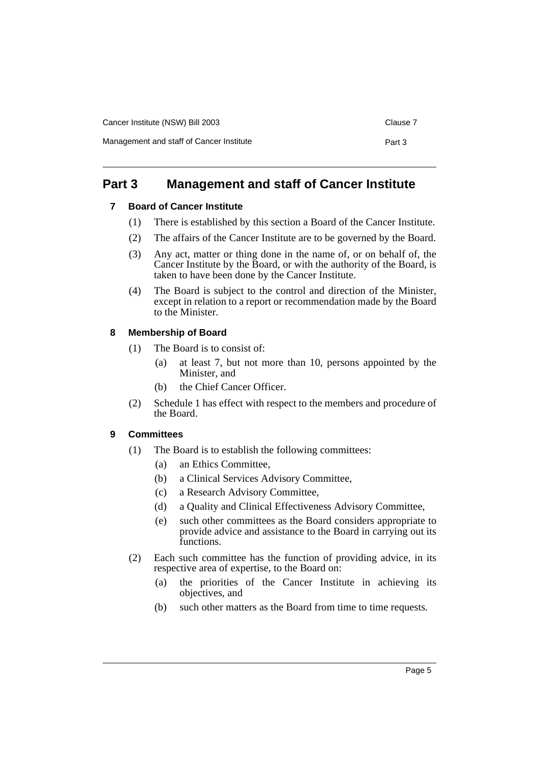# Part 3 Management and staff of Cancer Institute

## 7 Board of Cancer Institute

(1) There is established by this section a Board of the Cancer Institute.

(2) The affairs of the Cancer Institute are to be governed by the Board.

(3) Any act, matter or thing done in the name of, or on behalf of, the Cancer Institute by the Board, or with the authority of the Board, is taken to have been done by the Cancer Institute.

(4) The Board is subject to the control and direction of the Minister, except in relation to a report or recommendation made by the Board to the Minister.

## 8 Membership of Board

(1) The Board is to consist of:

- (a) at least 7, but not more than 10, persons appointed by the Minister, and
- (b) the Chief Cancer Officer.

(2) Schedule 1 has effect with respect to the members and procedure of the Board.

## 9 Committees

(1) The Board is to establish the following committees:

- (a) an Ethics Committee,
- (b) a Clinical Services Advisory Committee,
- (c) a Research Advisory Committee,
- (d) a Quality and Clinical Effectiveness Advisory Committee,
- (e) such other committees as the Board considers appropriate to provide advice and assistance to the Board in carrying out its functions.

(2) Each such committee has the function of providing advice, in its respective area of expertise, to the Board on:

- (a) the priorities of the Cancer Institute in achieving its objectives, and
- (b) such other matters as the Board from time to time requests.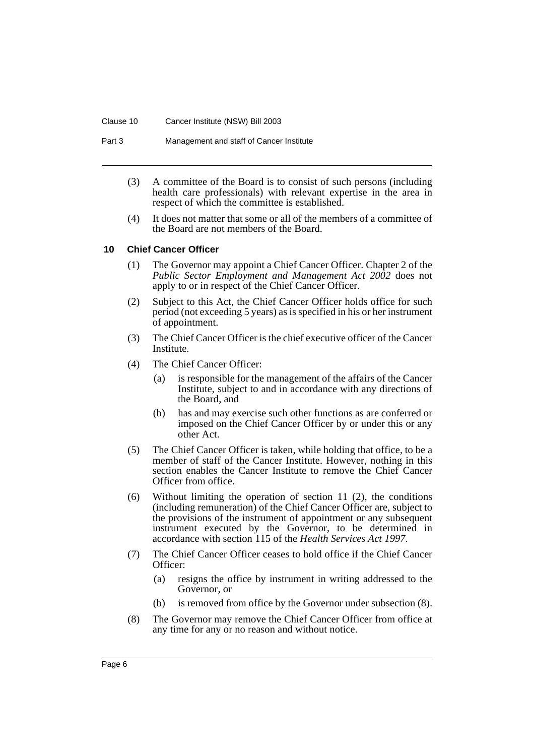(3) A committee of the Board is to consist of such persons (including health care professionals) with relevant expertise in the area in respect of which the committee is established.

(4) It does not matter that some or all of the members of a committee of the Board are not members of the Board.

### 10 Chief Cancer Officer

(1) The Governor may appoint a Chief Cancer Officer. Chapter 2 of the *Public Sector Employment and Management Act 2002* does not apply to or in respect of the Chief Cancer Officer.

(2) Subject to this Act, the Chief Cancer Officer holds office for such period (not exceeding 5 years) as is specified in his or her instrument of appointment.

(3) The Chief Cancer Officer is the chief executive officer of the Cancer Institute.

(4) The Chief Cancer Officer:

- (a) is responsible for the management of the affairs of the Cancer Institute, subject to and in accordance with any directions of the Board, and
- (b) has and may exercise such other functions as are conferred or imposed on the Chief Cancer Officer by or under this or any other Act.

(5) The Chief Cancer Officer is taken, while holding that office, to be a member of staff of the Cancer Institute. However, nothing in this section enables the Cancer Institute to remove the Chief Cancer Officer from office.

(6) Without limiting the operation of section 11 (2), the conditions (including remuneration) of the Chief Cancer Officer are, subject to the provisions of the instrument of appointment or any subsequent instrument executed by the Governor, to be determined in accordance with section 115 of the *Health Services Act 1997*.

(7) The Chief Cancer Officer ceases to hold office if the Chief Cancer Officer:

- (a) resigns the office by instrument in writing addressed to the Governor, or
- (b) is removed from office by the Governor under subsection (8).

(8) The Governor may remove the Chief Cancer Officer from office at any time for any or no reason and without notice.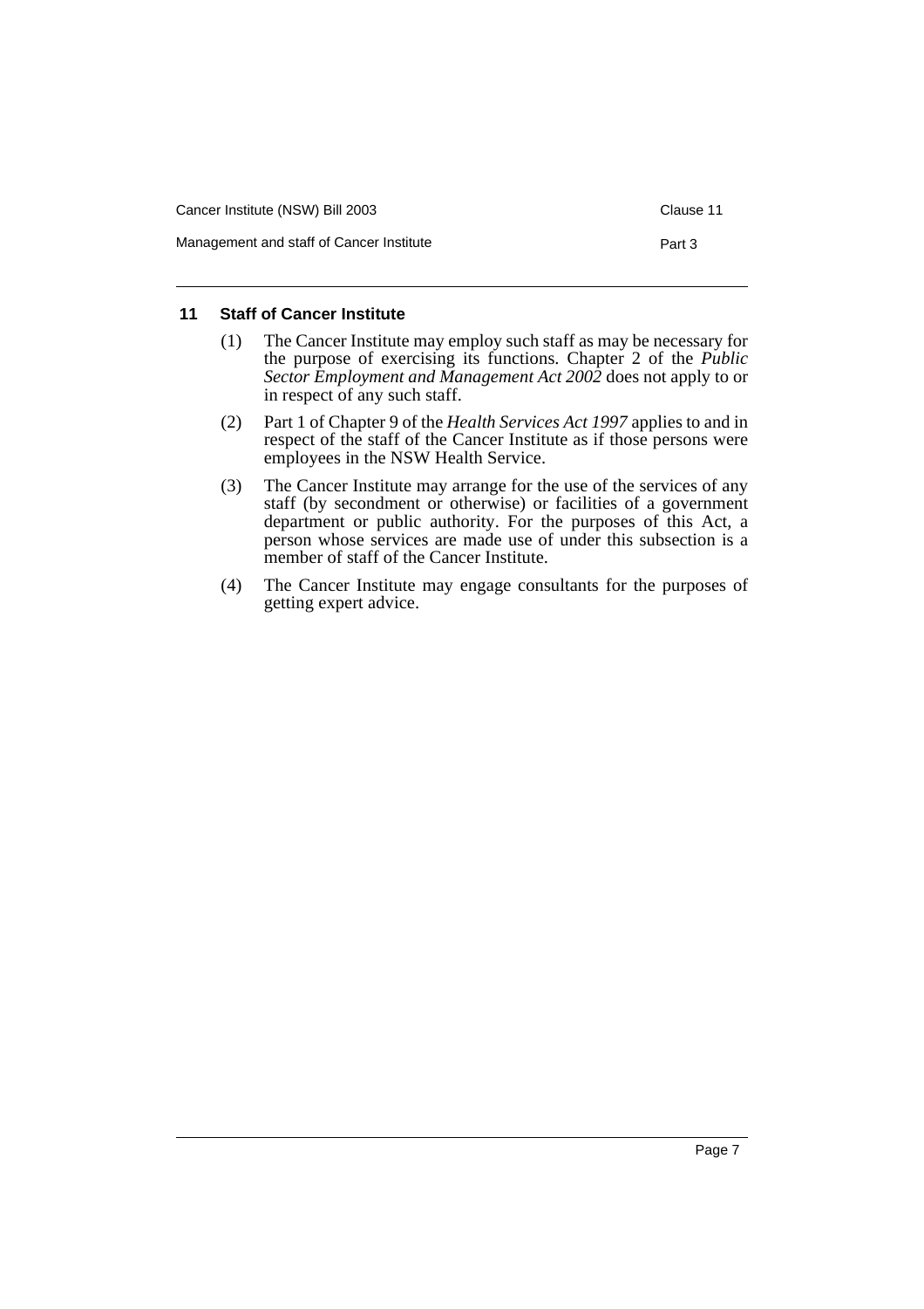### 11 Staff of Cancer Institute

(1) The Cancer Institute may employ such staff as may be necessary for the purpose of exercising its functions. Chapter 2 of the *Public Sector Employment and Management Act 2002* does not apply to or in respect of any such staff.

(2) Part 1 of Chapter 9 of the *Health Services Act 1997* applies to and in respect of the staff of the Cancer Institute as if those persons were employees in the NSW Health Service.

(3) The Cancer Institute may arrange for the use of the services of any staff (by secondment or otherwise) or facilities of a government department or public authority. For the purposes of this Act, a person whose services are made use of under this subsection is a member of staff of the Cancer Institute.

(4) The Cancer Institute may engage consultants for the purposes of getting expert advice.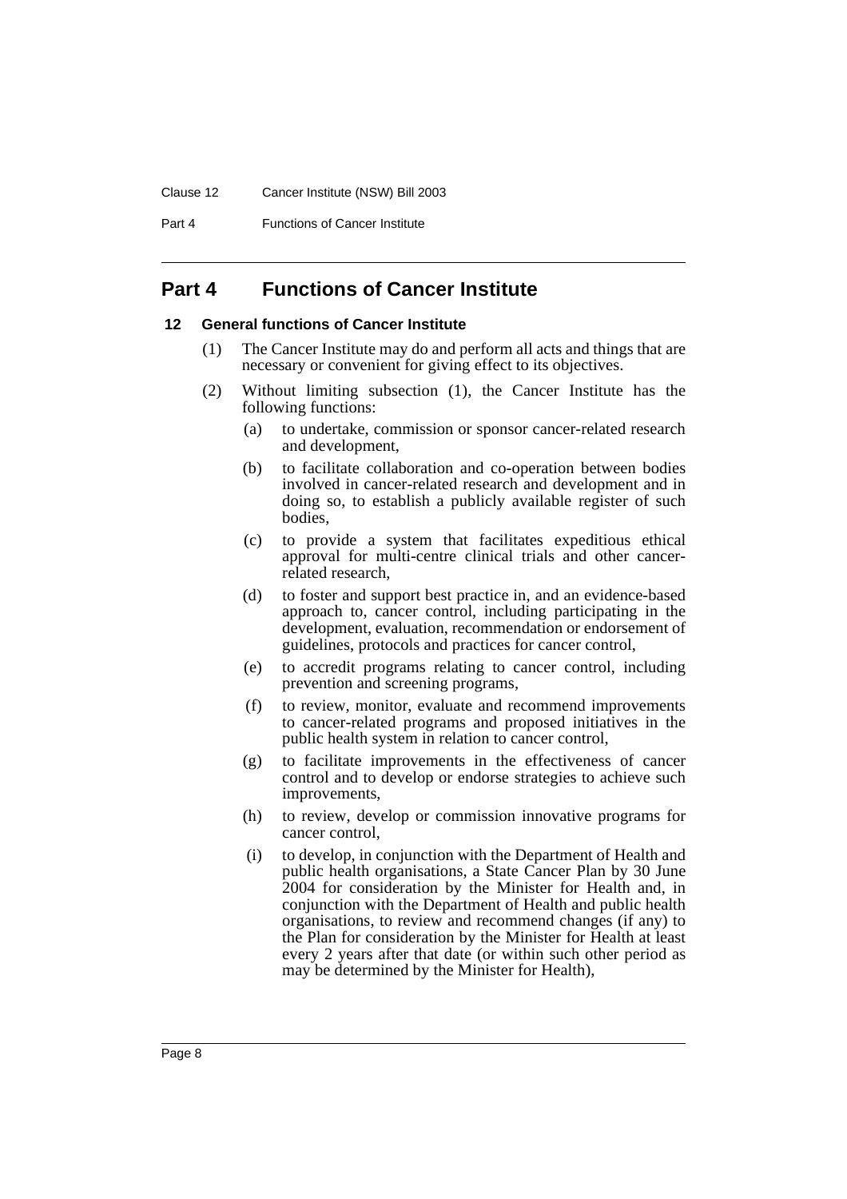## Part 4 Functions of Cancer Institute

### 12 General functions of Cancer Institute

(1) The Cancer Institute may do and perform all acts and things that are necessary or convenient for giving effect to its objectives.

(2) Without limiting subsection (1), the Cancer Institute has the following functions:

(a) to undertake, commission or sponsor cancer-related research and development,

(b) to facilitate collaboration and co-operation between bodies involved in cancer-related research and development and in doing so, to establish a publicly available register of such bodies,

(c) to provide a system that facilitates expeditious ethical approval for multi-centre clinical trials and other cancer-related research,

(d) to foster and support best practice in, and an evidence-based approach to, cancer control, including participating in the development, evaluation, recommendation or endorsement of guidelines, protocols and practices for cancer control,

(e) to accredit programs relating to cancer control, including prevention and screening programs,

(f) to review, monitor, evaluate and recommend improvements to cancer-related programs and proposed initiatives in the public health system in relation to cancer control,

(g) to facilitate improvements in the effectiveness of cancer control and to develop or endorse strategies to achieve such improvements,

(h) to review, develop or commission innovative programs for cancer control,

(i) to develop, in conjunction with the Department of Health and public health organisations, a State Cancer Plan by 30 June 2004 for consideration by the Minister for Health and, in conjunction with the Department of Health and public health organisations, to review and recommend changes (if any) to the Plan for consideration by the Minister for Health at least every 2 years after that date (or within such other period as may be determined by the Minister for Health),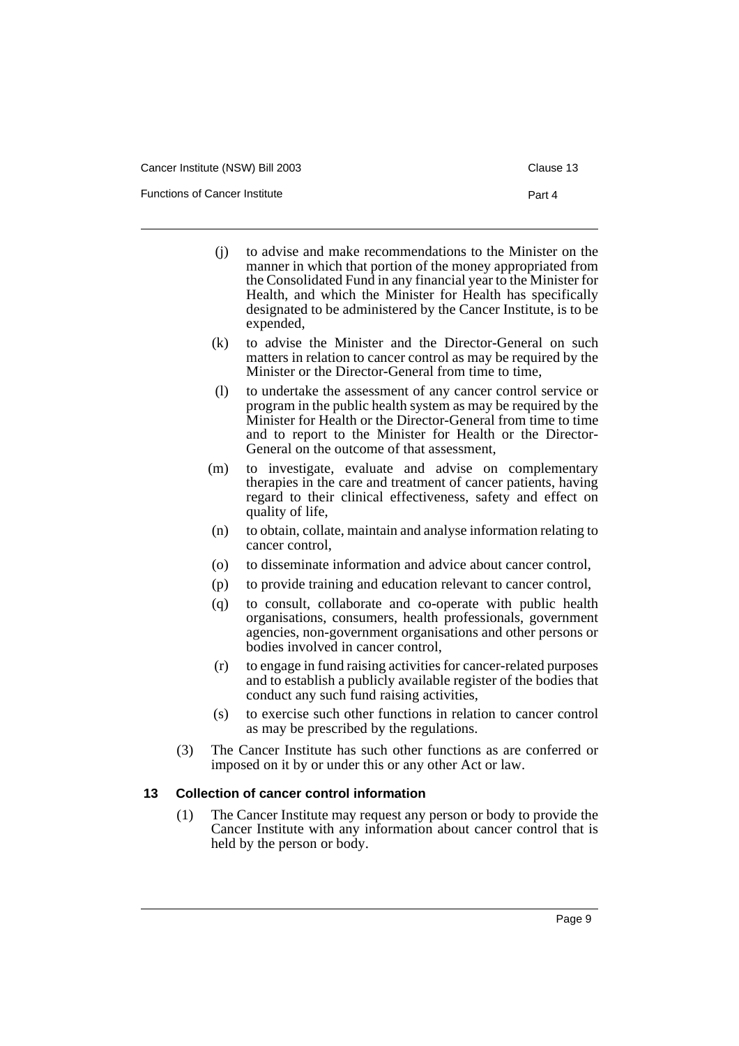(j) to advise and make recommendations to the Minister on the manner in which that portion of the money appropriated from the Consolidated Fund in any financial year to the Minister for Health, and which the Minister for Health has specifically designated to be administered by the Cancer Institute, is to be expended,

(k) to advise the Minister and the Director-General on such matters in relation to cancer control as may be required by the Minister or the Director-General from time to time,

(l) to undertake the assessment of any cancer control service or program in the public health system as may be required by the Minister for Health or the Director-General from time to time and to report to the Minister for Health or the Director-General on the outcome of that assessment,

(m) to investigate, evaluate and advise on complementary therapies in the care and treatment of cancer patients, having regard to their clinical effectiveness, safety and effect on quality of life,

(n) to obtain, collate, maintain and analyse information relating to cancer control,

(o) to disseminate information and advice about cancer control,

(p) to provide training and education relevant to cancer control,

(q) to consult, collaborate and co-operate with public health organisations, consumers, health professionals, government agencies, non-government organisations and other persons or bodies involved in cancer control,

(r) to engage in fund raising activities for cancer-related purposes and to establish a publicly available register of the bodies that conduct any such fund raising activities,

(s) to exercise such other functions in relation to cancer control as may be prescribed by the regulations.

(3) The Cancer Institute has such other functions as are conferred or imposed on it by or under this or any other Act or law.

### 13 Collection of cancer control information

(1) The Cancer Institute may request any person or body to provide the Cancer Institute with any information about cancer control that is held by the person or body.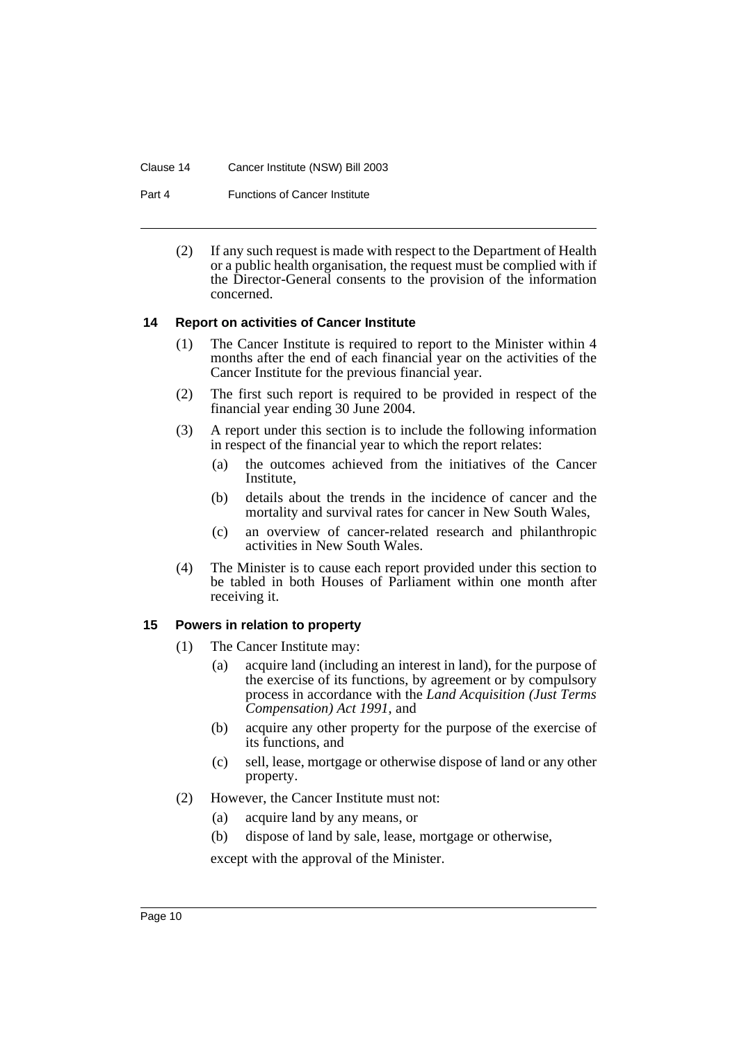(2) If any such request is made with respect to the Department of Health or a public health organisation, the request must be complied with if the Director-General consents to the provision of the information concerned.

### 14 Report on activities of Cancer Institute

(1) The Cancer Institute is required to report to the Minister within 4 months after the end of each financial year on the activities of the Cancer Institute for the previous financial year.

(2) The first such report is required to be provided in respect of the financial year ending 30 June 2004.

(3) A report under this section is to include the following information in respect of the financial year to which the report relates:

- (a) the outcomes achieved from the initiatives of the Cancer Institute,
- (b) details about the trends in the incidence of cancer and the mortality and survival rates for cancer in New South Wales,
- (c) an overview of cancer-related research and philanthropic activities in New South Wales.

(4) The Minister is to cause each report provided under this section to be tabled in both Houses of Parliament within one month after receiving it.

### 15 Powers in relation to property

(1) The Cancer Institute may:

- (a) acquire land (including an interest in land), for the purpose of the exercise of its functions, by agreement or by compulsory process in accordance with the *Land Acquisition (Just Terms Compensation) Act 1991*, and
- (b) acquire any other property for the purpose of the exercise of its functions, and
- (c) sell, lease, mortgage or otherwise dispose of land or any other property.

(2) However, the Cancer Institute must not:

- (a) acquire land by any means, or
- (b) dispose of land by sale, lease, mortgage or otherwise,

except with the approval of the Minister.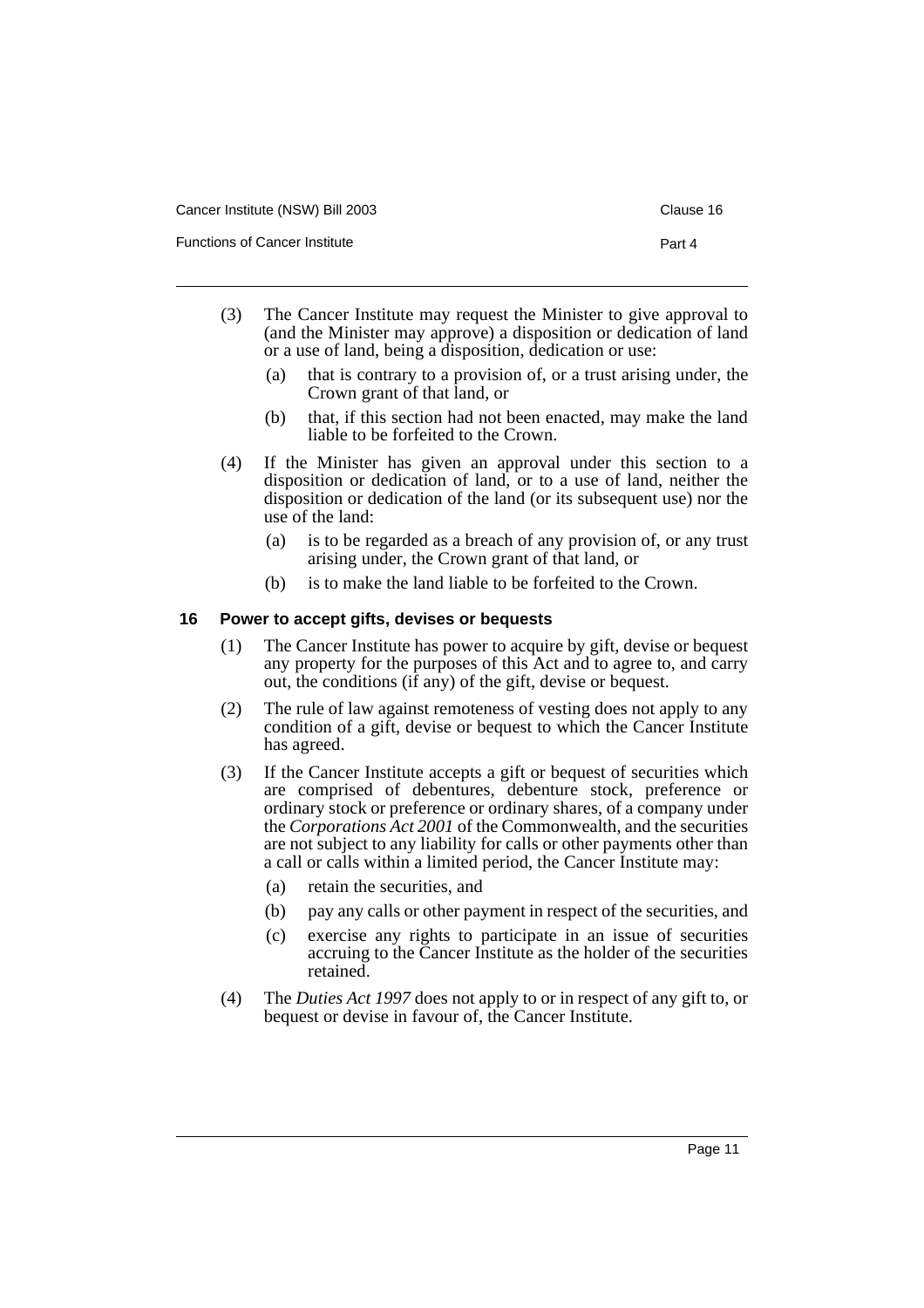(3) The Cancer Institute may request the Minister to give approval to (and the Minister may approve) a disposition or dedication of land or a use of land, being a disposition, dedication or use:

(a) that is contrary to a provision of, or a trust arising under, the Crown grant of that land, or

(b) that, if this section had not been enacted, may make the land liable to be forfeited to the Crown.

(4) If the Minister has given an approval under this section to a disposition or dedication of land, or to a use of land, neither the disposition or dedication of the land (or its subsequent use) nor the use of the land:

(a) is to be regarded as a breach of any provision of, or any trust arising under, the Crown grant of that land, or

(b) is to make the land liable to be forfeited to the Crown.

### 16 Power to accept gifts, devises or bequests

(1) The Cancer Institute has power to acquire by gift, devise or bequest any property for the purposes of this Act and to agree to, and carry out, the conditions (if any) of the gift, devise or bequest.

(2) The rule of law against remoteness of vesting does not apply to any condition of a gift, devise or bequest to which the Cancer Institute has agreed.

(3) If the Cancer Institute accepts a gift or bequest of securities which are comprised of debentures, debenture stock, preference or ordinary stock or preference or ordinary shares, of a company under the *Corporations Act 2001* of the Commonwealth, and the securities are not subject to any liability for calls or other payments other than a call or calls within a limited period, the Cancer Institute may:

(a) retain the securities, and

(b) pay any calls or other payment in respect of the securities, and

(c) exercise any rights to participate in an issue of securities accruing to the Cancer Institute as the holder of the securities retained.

(4) The *Duties Act 1997* does not apply to or in respect of any gift to, or bequest or devise in favour of, the Cancer Institute.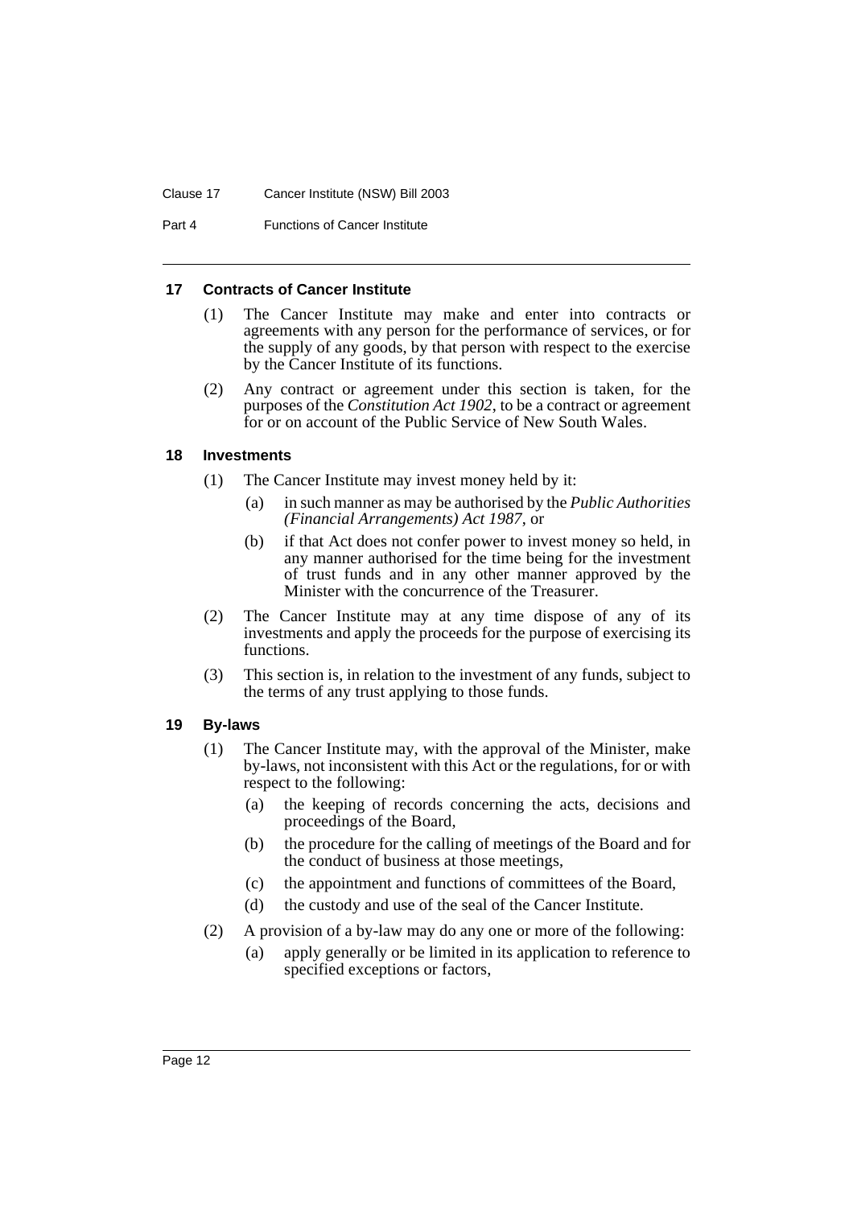### 17 Contracts of Cancer Institute

(1) The Cancer Institute may make and enter into contracts or agreements with any person for the performance of services, or for the supply of any goods, by that person with respect to the exercise by the Cancer Institute of its functions.

(2) Any contract or agreement under this section is taken, for the purposes of the *Constitution Act 1902*, to be a contract or agreement for or on account of the Public Service of New South Wales.

### 18 Investments

(1) The Cancer Institute may invest money held by it:

- (a) in such manner as may be authorised by the *Public Authorities (Financial Arrangements) Act 1987*, or
- (b) if that Act does not confer power to invest money so held, in any manner authorised for the time being for the investment of trust funds and in any other manner approved by the Minister with the concurrence of the Treasurer.

(2) The Cancer Institute may at any time dispose of any of its investments and apply the proceeds for the purpose of exercising its functions.

(3) This section is, in relation to the investment of any funds, subject to the terms of any trust applying to those funds.

### 19 By-laws

(1) The Cancer Institute may, with the approval of the Minister, make by-laws, not inconsistent with this Act or the regulations, for or with respect to the following:

- (a) the keeping of records concerning the acts, decisions and proceedings of the Board,
- (b) the procedure for the calling of meetings of the Board and for the conduct of business at those meetings,
- (c) the appointment and functions of committees of the Board,
- (d) the custody and use of the seal of the Cancer Institute.

(2) A provision of a by-law may do any one or more of the following:

- (a) apply generally or be limited in its application to reference to specified exceptions or factors,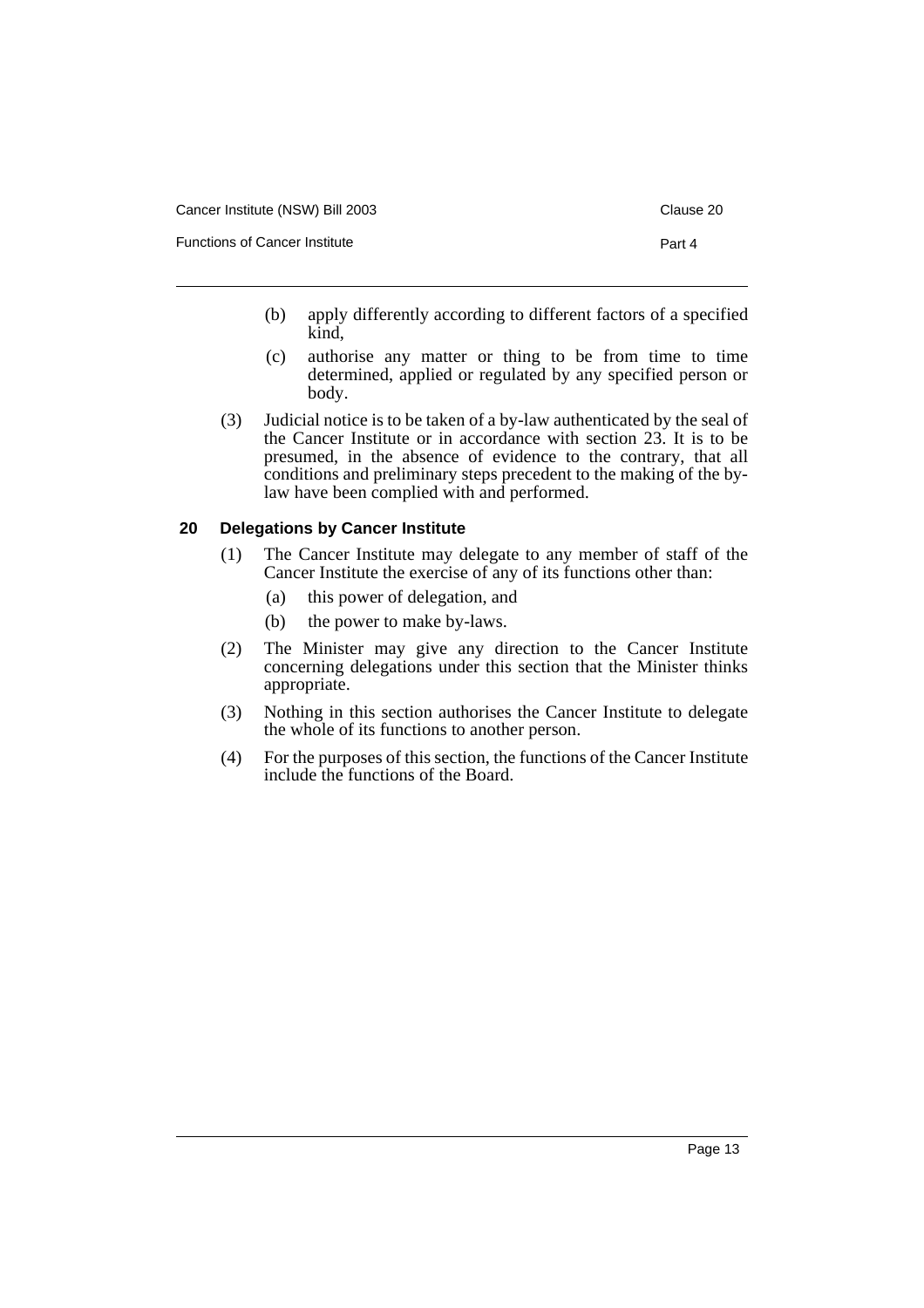(b) apply differently according to different factors of a specified kind,

(c) authorise any matter or thing to be from time to time determined, applied or regulated by any specified person or body.

(3) Judicial notice is to be taken of a by-law authenticated by the seal of the Cancer Institute or in accordance with section 23. It is to be presumed, in the absence of evidence to the contrary, that all conditions and preliminary steps precedent to the making of the by-law have been complied with and performed.

### 20 Delegations by Cancer Institute

(1) The Cancer Institute may delegate to any member of staff of the Cancer Institute the exercise of any of its functions other than:

(a) this power of delegation, and

(b) the power to make by-laws.

(2) The Minister may give any direction to the Cancer Institute concerning delegations under this section that the Minister thinks appropriate.

(3) Nothing in this section authorises the Cancer Institute to delegate the whole of its functions to another person.

(4) For the purposes of this section, the functions of the Cancer Institute include the functions of the Board.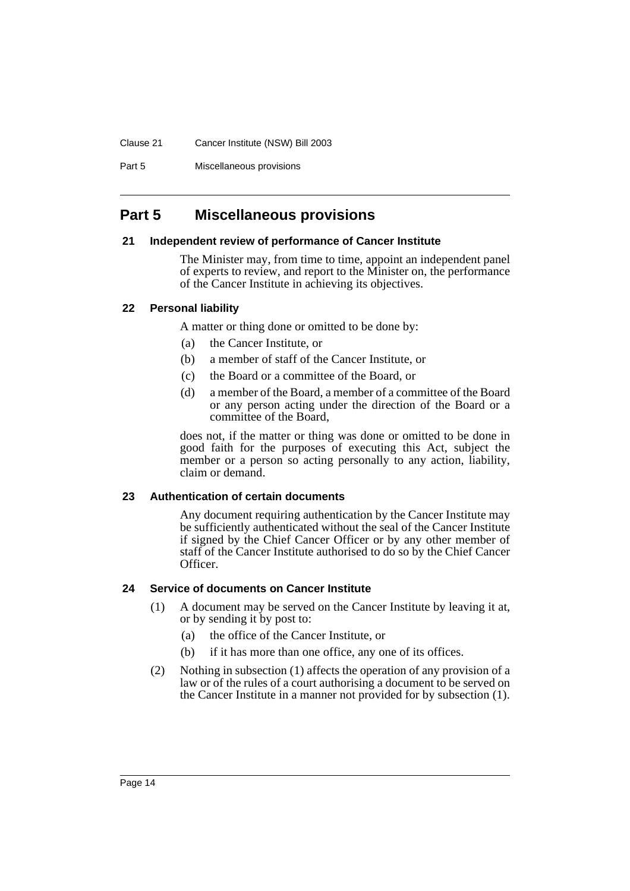## Part 5 Miscellaneous provisions

### 21 Independent review of performance of Cancer Institute

The Minister may, from time to time, appoint an independent panel of experts to review, and report to the Minister on, the performance of the Cancer Institute in achieving its objectives.

### 22 Personal liability

A matter or thing done or omitted to be done by:

(a) the Cancer Institute, or

(b) a member of staff of the Cancer Institute, or

(c) the Board or a committee of the Board, or

(d) a member of the Board, a member of a committee of the Board or any person acting under the direction of the Board or a committee of the Board,

does not, if the matter or thing was done or omitted to be done in good faith for the purposes of executing this Act, subject the member or a person so acting personally to any action, liability, claim or demand.

### 23 Authentication of certain documents

Any document requiring authentication by the Cancer Institute may be sufficiently authenticated without the seal of the Cancer Institute if signed by the Chief Cancer Officer or by any other member of staff of the Cancer Institute authorised to do so by the Chief Cancer Officer.

### 24 Service of documents on Cancer Institute

(1) A document may be served on the Cancer Institute by leaving it at, or by sending it by post to:

(a) the office of the Cancer Institute, or

(b) if it has more than one office, any one of its offices.

(2) Nothing in subsection (1) affects the operation of any provision of a law or of the rules of a court authorising a document to be served on the Cancer Institute in a manner not provided for by subsection (1).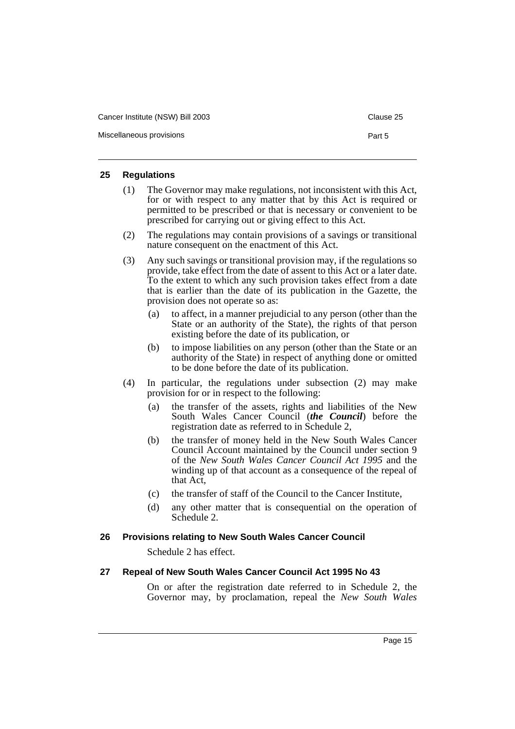### 25 Regulations

(1) The Governor may make regulations, not inconsistent with this Act, for or with respect to any matter that by this Act is required or permitted to be prescribed or that is necessary or convenient to be prescribed for carrying out or giving effect to this Act.

(2) The regulations may contain provisions of a savings or transitional nature consequent on the enactment of this Act.

(3) Any such savings or transitional provision may, if the regulations so provide, take effect from the date of assent to this Act or a later date. To the extent to which any such provision takes effect from a date that is earlier than the date of its publication in the Gazette, the provision does not operate so as:

- (a) to affect, in a manner prejudicial to any person (other than the State or an authority of the State), the rights of that person existing before the date of its publication, or
- (b) to impose liabilities on any person (other than the State or an authority of the State) in respect of anything done or omitted to be done before the date of its publication.

(4) In particular, the regulations under subsection (2) may make provision for or in respect to the following:

- (a) the transfer of the assets, rights and liabilities of the New South Wales Cancer Council (***the Council***) before the registration date as referred to in Schedule 2,
- (b) the transfer of money held in the New South Wales Cancer Council Account maintained by the Council under section 9 of the *New South Wales Cancer Council Act 1995* and the winding up of that account as a consequence of the repeal of that Act,
- (c) the transfer of staff of the Council to the Cancer Institute,
- (d) any other matter that is consequential on the operation of Schedule 2.

### 26 Provisions relating to New South Wales Cancer Council

Schedule 2 has effect.

### 27 Repeal of New South Wales Cancer Council Act 1995 No 43

On or after the registration date referred to in Schedule 2, the Governor may, by proclamation, repeal the *New South Wales*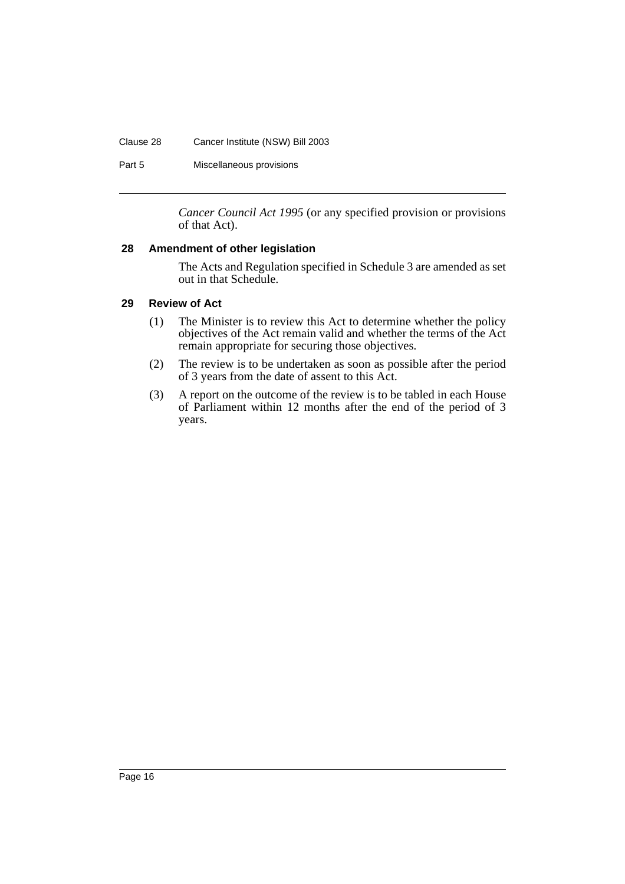*Cancer Council Act 1995* (or any specified provision or provisions of that Act).

### 28 Amendment of other legislation

The Acts and Regulation specified in Schedule 3 are amended as set out in that Schedule.

### 29 Review of Act

(1) The Minister is to review this Act to determine whether the policy objectives of the Act remain valid and whether the terms of the Act remain appropriate for securing those objectives.

(2) The review is to be undertaken as soon as possible after the period of 3 years from the date of assent to this Act.

(3) A report on the outcome of the review is to be tabled in each House of Parliament within 12 months after the end of the period of 3 years.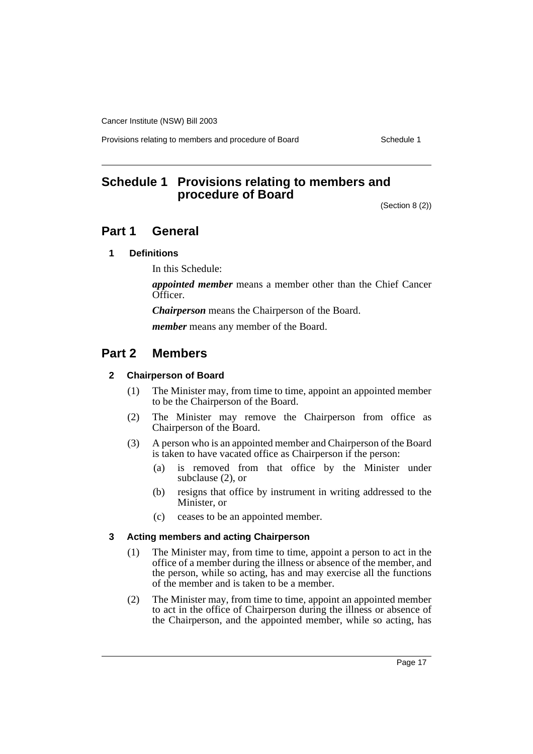# Schedule 1 Provisions relating to members and procedure of Board

(Section 8 (2))

## Part 1 General

### 1 Definitions

In this Schedule:

***appointed member*** means a member other than the Chief Cancer Officer.

***Chairperson*** means the Chairperson of the Board.

***member*** means any member of the Board.

## Part 2 Members

### 2 Chairperson of Board

(1) The Minister may, from time to time, appoint an appointed member to be the Chairperson of the Board.

(2) The Minister may remove the Chairperson from office as Chairperson of the Board.

(3) A person who is an appointed member and Chairperson of the Board is taken to have vacated office as Chairperson if the person:

- (a) is removed from that office by the Minister under subclause (2), or
- (b) resigns that office by instrument in writing addressed to the Minister, or
- (c) ceases to be an appointed member.

### 3 Acting members and acting Chairperson

(1) The Minister may, from time to time, appoint a person to act in the office of a member during the illness or absence of the member, and the person, while so acting, has and may exercise all the functions of the member and is taken to be a member.

(2) The Minister may, from time to time, appoint an appointed member to act in the office of Chairperson during the illness or absence of the Chairperson, and the appointed member, while so acting, has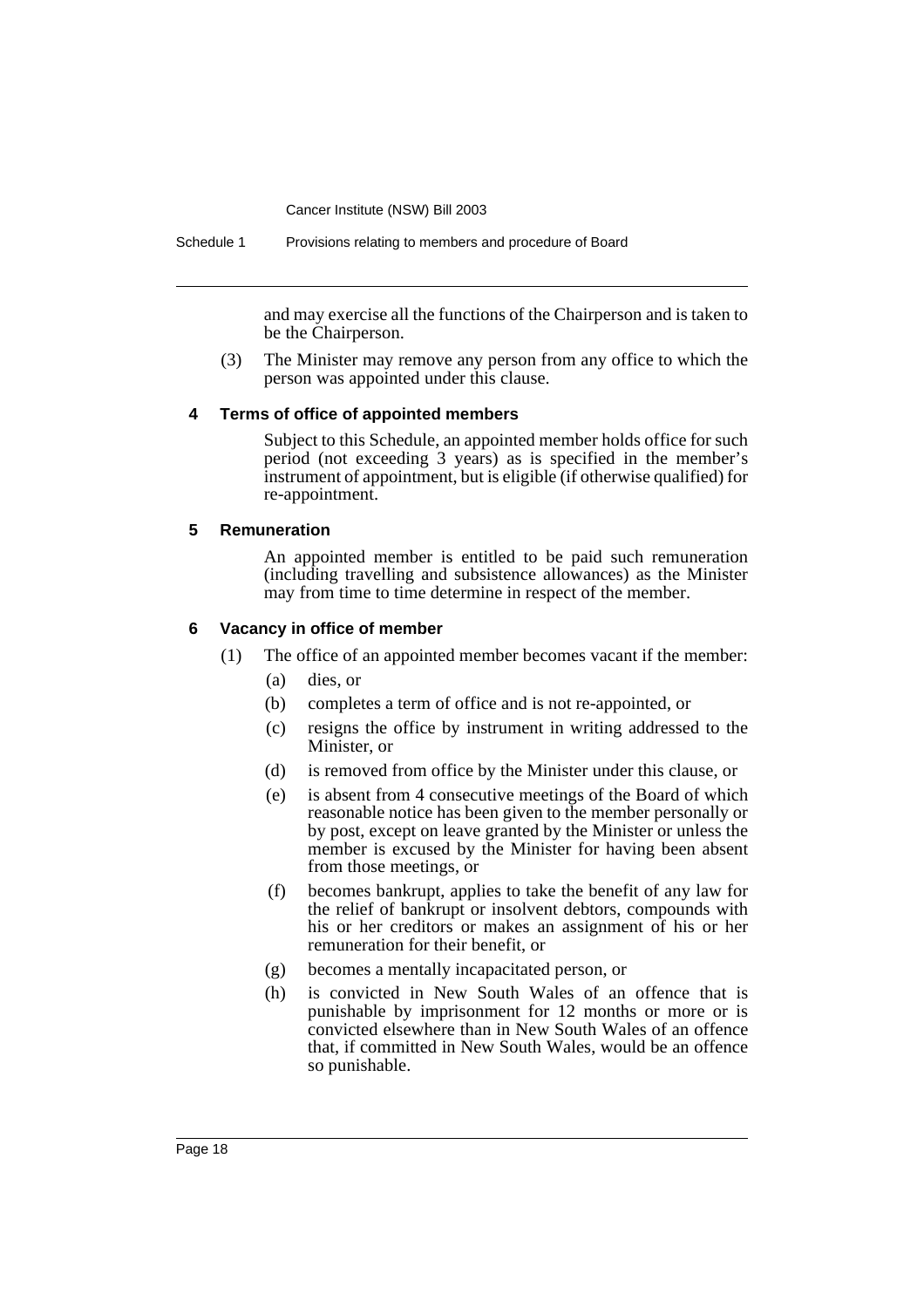and may exercise all the functions of the Chairperson and is taken to be the Chairperson.

(3) The Minister may remove any person from any office to which the person was appointed under this clause.

### 4 Terms of office of appointed members

Subject to this Schedule, an appointed member holds office for such period (not exceeding 3 years) as is specified in the member's instrument of appointment, but is eligible (if otherwise qualified) for re-appointment.

### 5 Remuneration

An appointed member is entitled to be paid such remuneration (including travelling and subsistence allowances) as the Minister may from time to time determine in respect of the member.

### 6 Vacancy in office of member

(1) The office of an appointed member becomes vacant if the member:

(a) dies, or

(b) completes a term of office and is not re-appointed, or

(c) resigns the office by instrument in writing addressed to the Minister, or

(d) is removed from office by the Minister under this clause, or

(e) is absent from 4 consecutive meetings of the Board of which reasonable notice has been given to the member personally or by post, except on leave granted by the Minister or unless the member is excused by the Minister for having been absent from those meetings, or

(f) becomes bankrupt, applies to take the benefit of any law for the relief of bankrupt or insolvent debtors, compounds with his or her creditors or makes an assignment of his or her remuneration for their benefit, or

(g) becomes a mentally incapacitated person, or

(h) is convicted in New South Wales of an offence that is punishable by imprisonment for 12 months or more or is convicted elsewhere than in New South Wales of an offence that, if committed in New South Wales, would be an offence so punishable.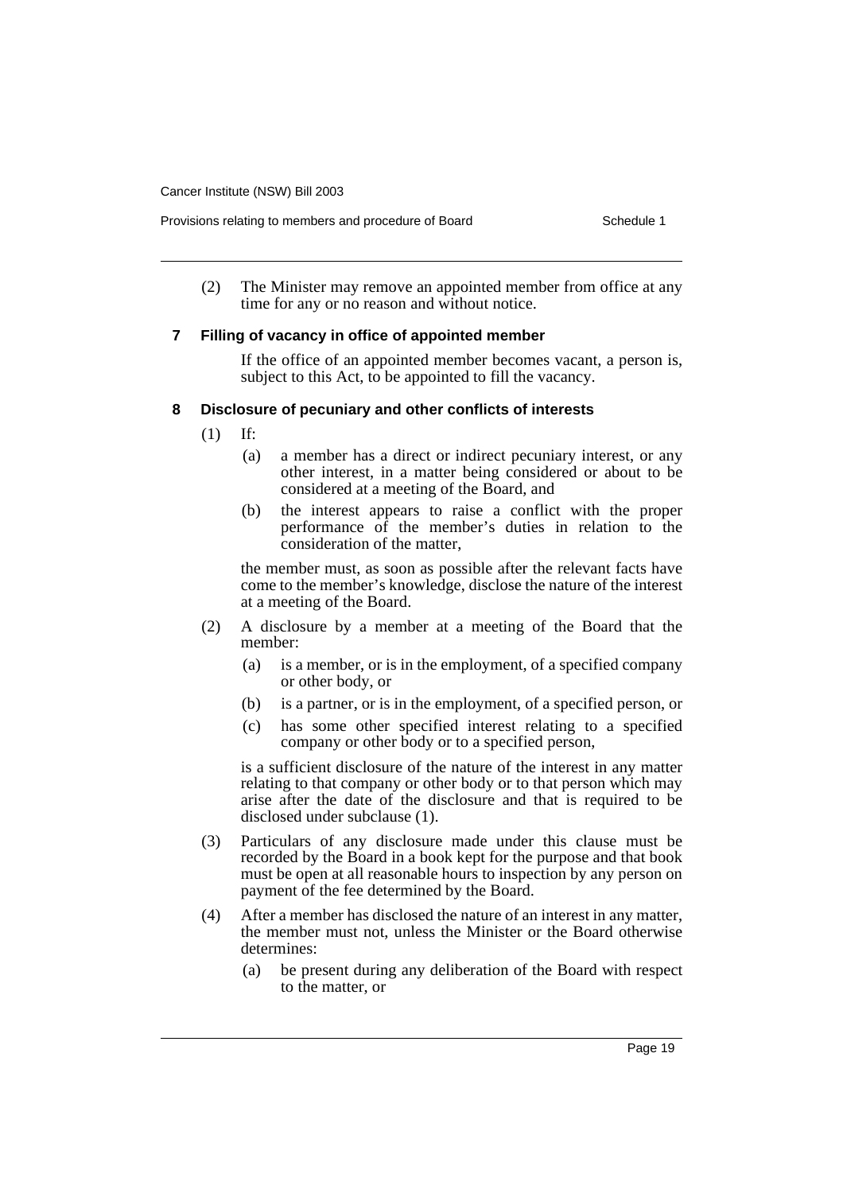(2) The Minister may remove an appointed member from office at any time for any or no reason and without notice.

### 7 Filling of vacancy in office of appointed member

If the office of an appointed member becomes vacant, a person is, subject to this Act, to be appointed to fill the vacancy.

### 8 Disclosure of pecuniary and other conflicts of interests

(1) If:

(a) a member has a direct or indirect pecuniary interest, or any other interest, in a matter being considered or about to be considered at a meeting of the Board, and

(b) the interest appears to raise a conflict with the proper performance of the member's duties in relation to the consideration of the matter,

the member must, as soon as possible after the relevant facts have come to the member's knowledge, disclose the nature of the interest at a meeting of the Board.

(2) A disclosure by a member at a meeting of the Board that the member:

(a) is a member, or is in the employment, of a specified company or other body, or

(b) is a partner, or is in the employment, of a specified person, or

(c) has some other specified interest relating to a specified company or other body or to a specified person,

is a sufficient disclosure of the nature of the interest in any matter relating to that company or other body or to that person which may arise after the date of the disclosure and that is required to be disclosed under subclause (1).

(3) Particulars of any disclosure made under this clause must be recorded by the Board in a book kept for the purpose and that book must be open at all reasonable hours to inspection by any person on payment of the fee determined by the Board.

(4) After a member has disclosed the nature of an interest in any matter, the member must not, unless the Minister or the Board otherwise determines:

(a) be present during any deliberation of the Board with respect to the matter, or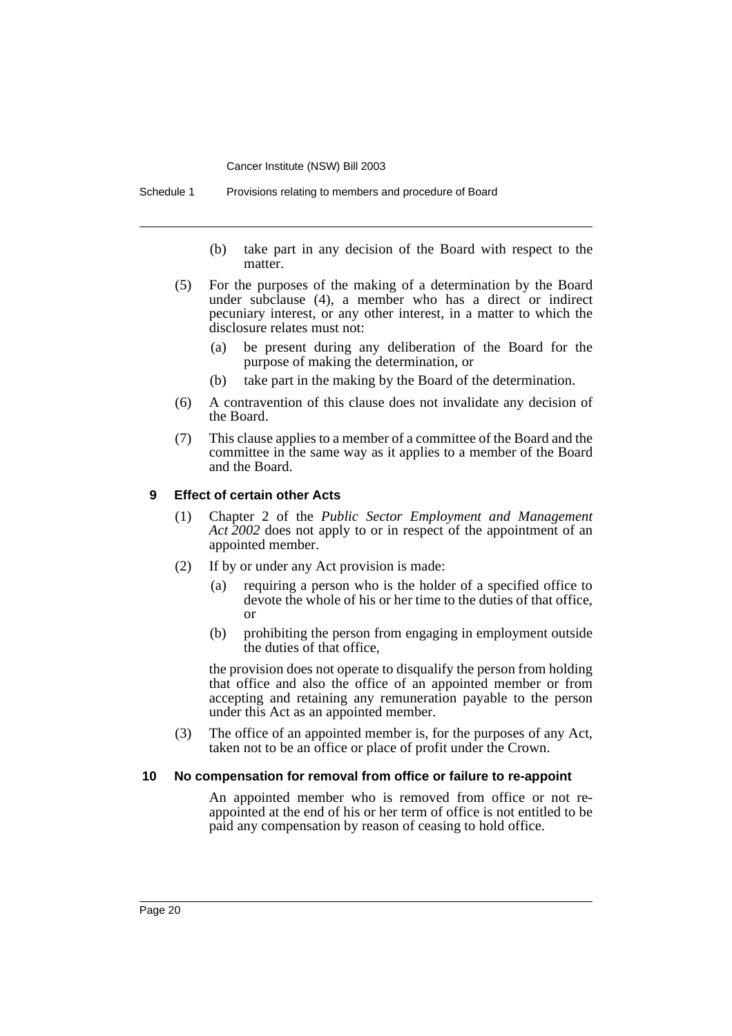(b) take part in any decision of the Board with respect to the matter.

(5) For the purposes of the making of a determination by the Board under subclause (4), a member who has a direct or indirect pecuniary interest, or any other interest, in a matter to which the disclosure relates must not:

(a) be present during any deliberation of the Board for the purpose of making the determination, or

(b) take part in the making by the Board of the determination.

(6) A contravention of this clause does not invalidate any decision of the Board.

(7) This clause applies to a member of a committee of the Board and the committee in the same way as it applies to a member of the Board and the Board.

### 9 Effect of certain other Acts

(1) Chapter 2 of the *Public Sector Employment and Management Act 2002* does not apply to or in respect of the appointment of an appointed member.

(2) If by or under any Act provision is made:

(a) requiring a person who is the holder of a specified office to devote the whole of his or her time to the duties of that office, or

(b) prohibiting the person from engaging in employment outside the duties of that office,

the provision does not operate to disqualify the person from holding that office and also the office of an appointed member or from accepting and retaining any remuneration payable to the person under this Act as an appointed member.

(3) The office of an appointed member is, for the purposes of any Act, taken not to be an office or place of profit under the Crown.

### 10 No compensation for removal from office or failure to re-appoint

An appointed member who is removed from office or not re-appointed at the end of his or her term of office is not entitled to be paid any compensation by reason of ceasing to hold office.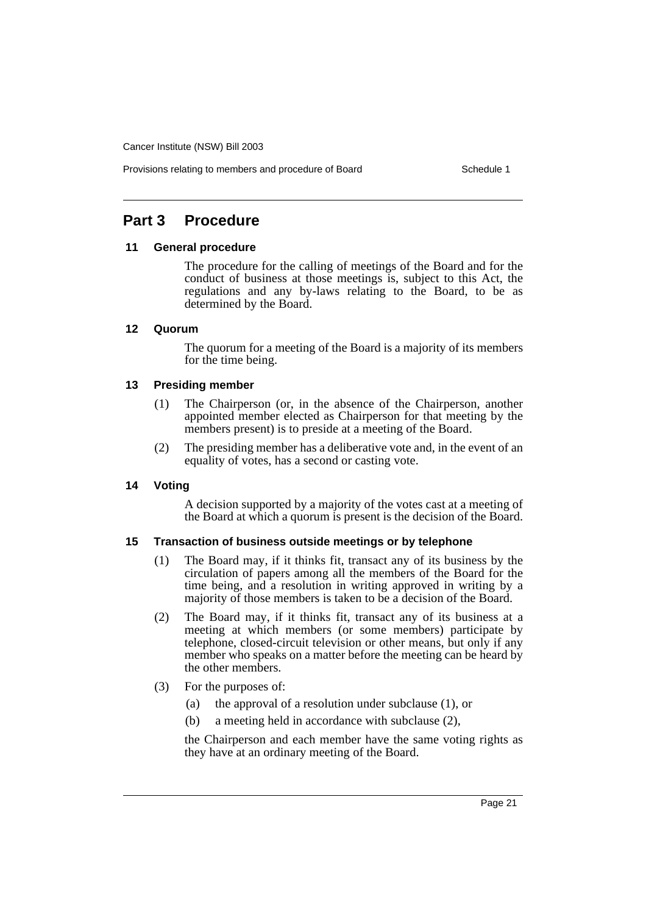## Part 3 Procedure

### 11 General procedure

The procedure for the calling of meetings of the Board and for the conduct of business at those meetings is, subject to this Act, the regulations and any by-laws relating to the Board, to be as determined by the Board.

### 12 Quorum

The quorum for a meeting of the Board is a majority of its members for the time being.

### 13 Presiding member

(1) The Chairperson (or, in the absence of the Chairperson, another appointed member elected as Chairperson for that meeting by the members present) is to preside at a meeting of the Board.

(2) The presiding member has a deliberative vote and, in the event of an equality of votes, has a second or casting vote.

### 14 Voting

A decision supported by a majority of the votes cast at a meeting of the Board at which a quorum is present is the decision of the Board.

### 15 Transaction of business outside meetings or by telephone

(1) The Board may, if it thinks fit, transact any of its business by the circulation of papers among all the members of the Board for the time being, and a resolution in writing approved in writing by a majority of those members is taken to be a decision of the Board.

(2) The Board may, if it thinks fit, transact any of its business at a meeting at which members (or some members) participate by telephone, closed-circuit television or other means, but only if any member who speaks on a matter before the meeting can be heard by the other members.

(3) For the purposes of:

(a) the approval of a resolution under subclause (1), or

(b) a meeting held in accordance with subclause (2),

the Chairperson and each member have the same voting rights as they have at an ordinary meeting of the Board.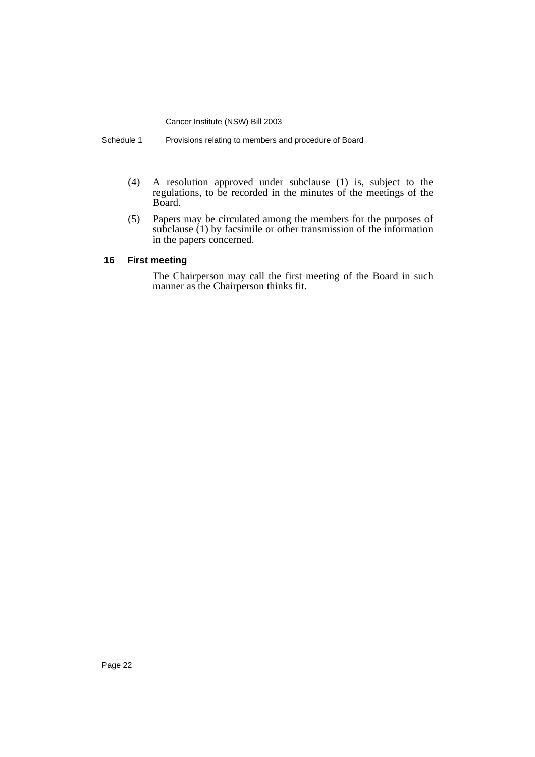(4) A resolution approved under subclause (1) is, subject to the regulations, to be recorded in the minutes of the meetings of the Board.

(5) Papers may be circulated among the members for the purposes of subclause (1) by facsimile or other transmission of the information in the papers concerned.

### 16 First meeting

The Chairperson may call the first meeting of the Board in such manner as the Chairperson thinks fit.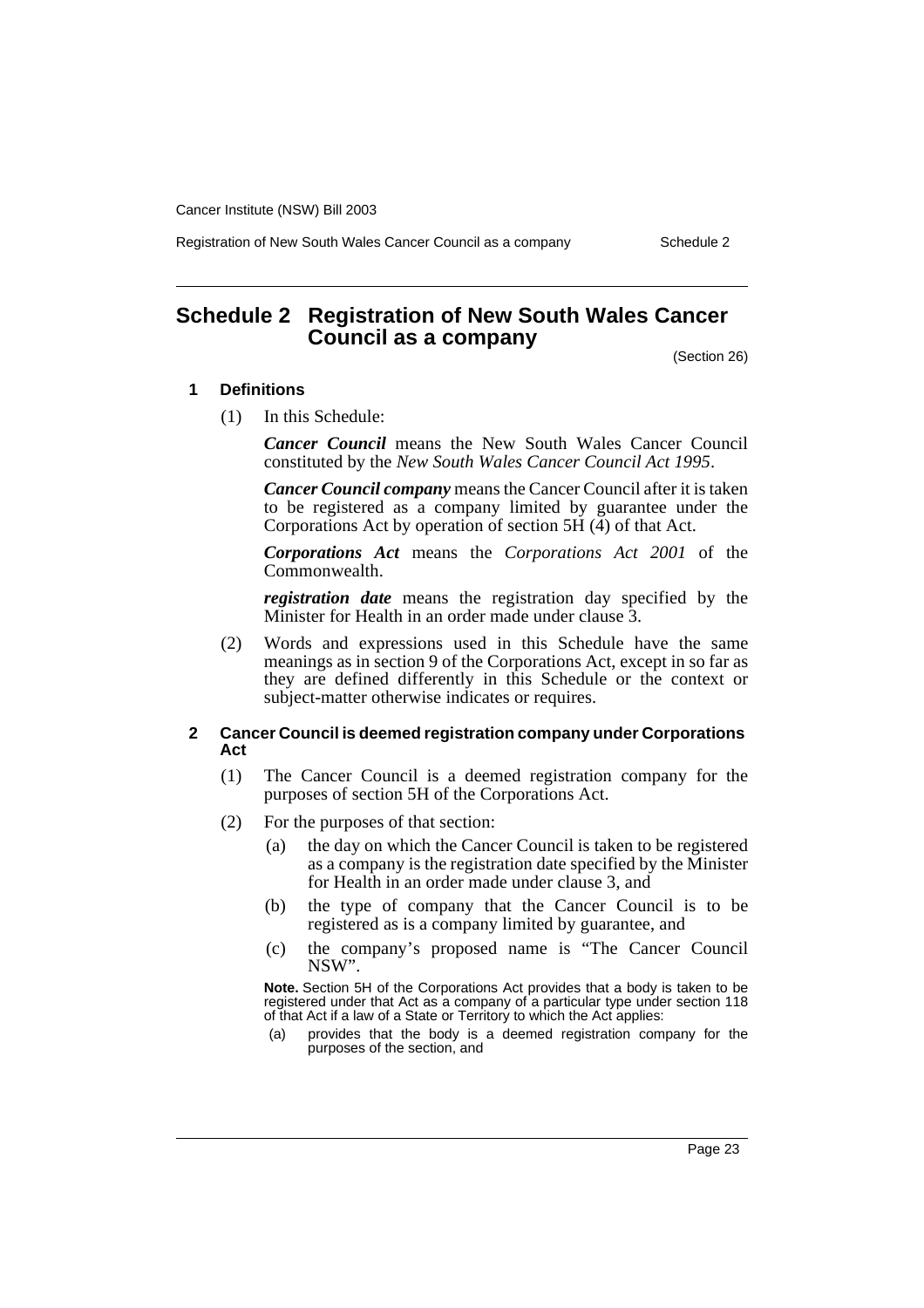# Schedule 2 Registration of New South Wales Cancer Council as a company

(Section 26)

## 1 Definitions

(1) In this Schedule:

***Cancer Council*** means the New South Wales Cancer Council constituted by the *New South Wales Cancer Council Act 1995*.

***Cancer Council company*** means the Cancer Council after it is taken to be registered as a company limited by guarantee under the Corporations Act by operation of section 5H (4) of that Act.

***Corporations Act*** means the *Corporations Act 2001* of the Commonwealth.

***registration date*** means the registration day specified by the Minister for Health in an order made under clause 3.

(2) Words and expressions used in this Schedule have the same meanings as in section 9 of the Corporations Act, except in so far as they are defined differently in this Schedule or the context or subject-matter otherwise indicates or requires.

## 2 Cancer Council is deemed registration company under Corporations Act

(1) The Cancer Council is a deemed registration company for the purposes of section 5H of the Corporations Act.

(2) For the purposes of that section:

(a) the day on which the Cancer Council is taken to be registered as a company is the registration date specified by the Minister for Health in an order made under clause 3, and

(b) the type of company that the Cancer Council is to be registered as is a company limited by guarantee, and

(c) the company's proposed name is "The Cancer Council NSW".

**Note.** Section 5H of the Corporations Act provides that a body is taken to be registered under that Act as a company of a particular type under section 118 of that Act if a law of a State or Territory to which the Act applies:

(a) provides that the body is a deemed registration company for the purposes of the section, and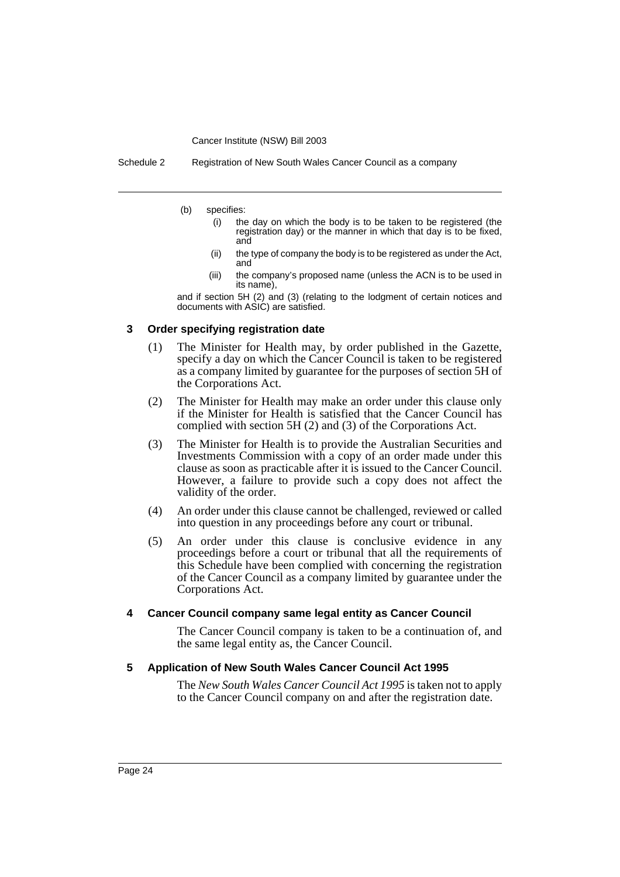(b) specifies:

   (i) the day on which the body is to be taken to be registered (the registration day) or the manner in which that day is to be fixed, and

   (ii) the type of company the body is to be registered as under the Act, and

   (iii) the company's proposed name (unless the ACN is to be used in its name),

and if section 5H (2) and (3) (relating to the lodgment of certain notices and documents with ASIC) are satisfied.

### 3 Order specifying registration date

(1) The Minister for Health may, by order published in the Gazette, specify a day on which the Cancer Council is taken to be registered as a company limited by guarantee for the purposes of section 5H of the Corporations Act.

(2) The Minister for Health may make an order under this clause only if the Minister for Health is satisfied that the Cancer Council has complied with section 5H (2) and (3) of the Corporations Act.

(3) The Minister for Health is to provide the Australian Securities and Investments Commission with a copy of an order made under this clause as soon as practicable after it is issued to the Cancer Council. However, a failure to provide such a copy does not affect the validity of the order.

(4) An order under this clause cannot be challenged, reviewed or called into question in any proceedings before any court or tribunal.

(5) An order under this clause is conclusive evidence in any proceedings before a court or tribunal that all the requirements of this Schedule have been complied with concerning the registration of the Cancer Council as a company limited by guarantee under the Corporations Act.

### 4 Cancer Council company same legal entity as Cancer Council

The Cancer Council company is taken to be a continuation of, and the same legal entity as, the Cancer Council.

### 5 Application of New South Wales Cancer Council Act 1995

The *New South Wales Cancer Council Act 1995* is taken not to apply to the Cancer Council company on and after the registration date.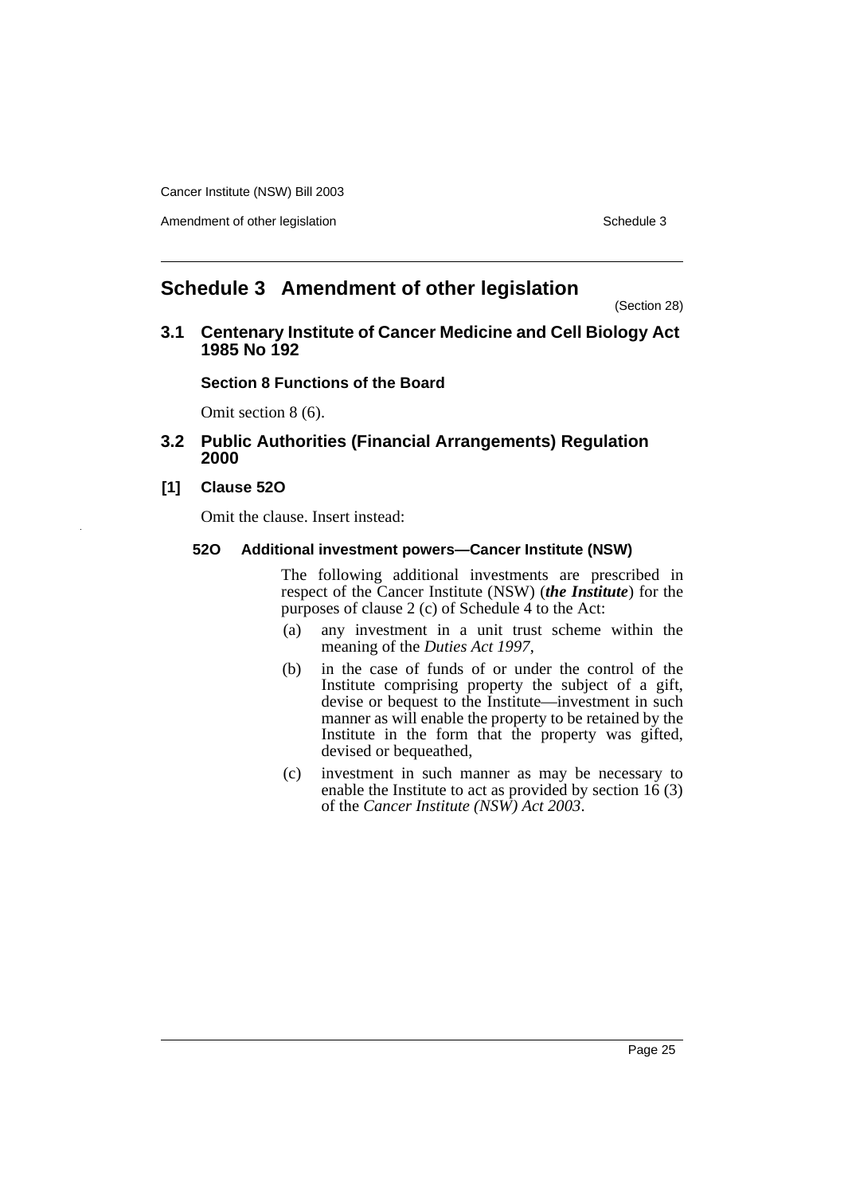# Schedule 3 Amendment of other legislation

(Section 28)

## 3.1 Centenary Institute of Cancer Medicine and Cell Biology Act 1985 No 192

### Section 8 Functions of the Board

Omit section 8 (6).

## 3.2 Public Authorities (Financial Arrangements) Regulation 2000

### [1] Clause 52O

Omit the clause. Insert instead:

**52O Additional investment powers—Cancer Institute (NSW)**

The following additional investments are prescribed in respect of the Cancer Institute (NSW) (***the Institute***) for the purposes of clause 2 (c) of Schedule 4 to the Act:

(a) any investment in a unit trust scheme within the meaning of the *Duties Act 1997*,

(b) in the case of funds of or under the control of the Institute comprising property the subject of a gift, devise or bequest to the Institute—investment in such manner as will enable the property to be retained by the Institute in the form that the property was gifted, devised or bequeathed,

(c) investment in such manner as may be necessary to enable the Institute to act as provided by section 16 (3) of the *Cancer Institute (NSW) Act 2003*.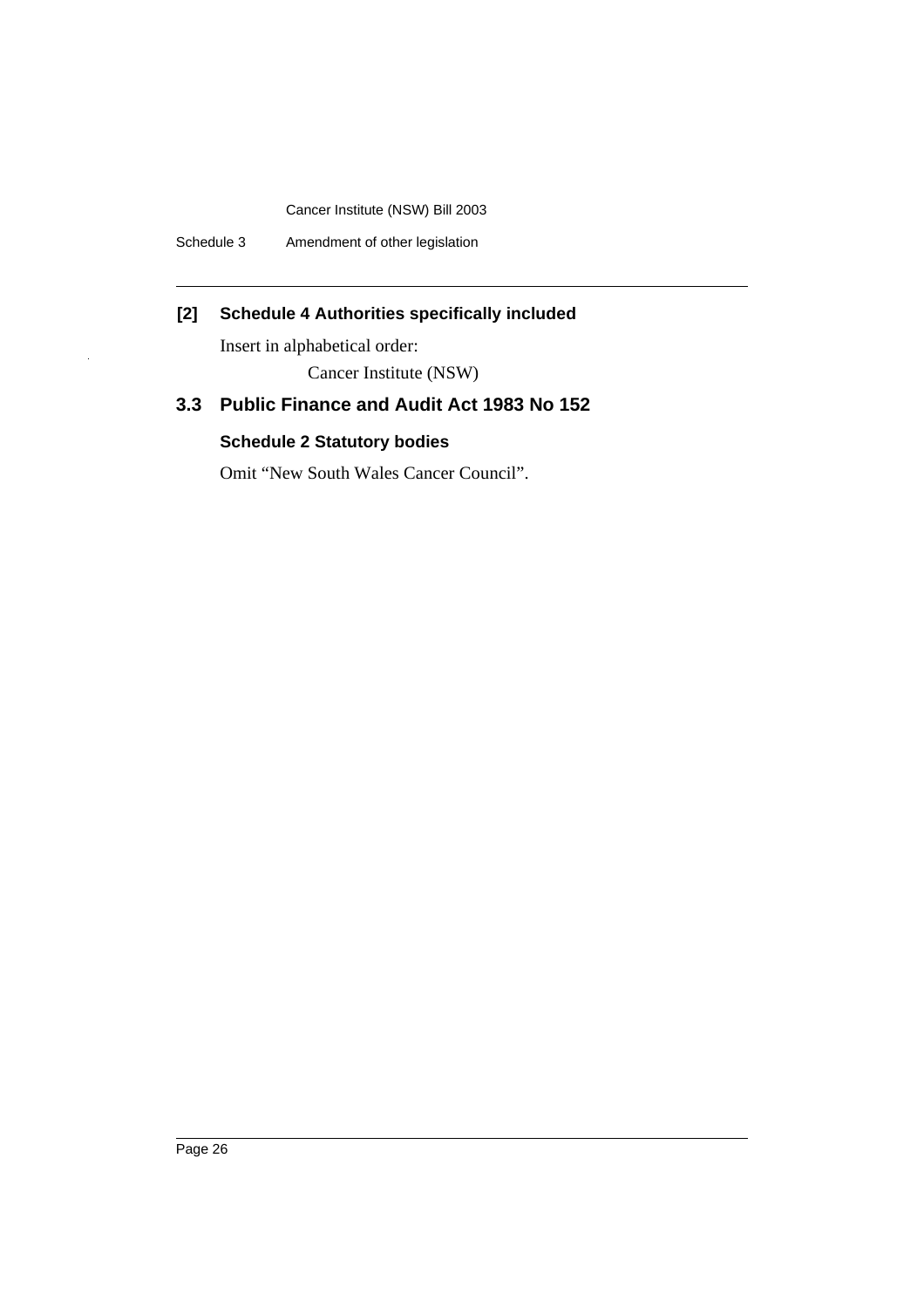**[2] Schedule 4 Authorities specifically included**

Insert in alphabetical order:

Cancer Institute (NSW)

## 3.3 Public Finance and Audit Act 1983 No 152

**Schedule 2 Statutory bodies**

Omit "New South Wales Cancer Council".